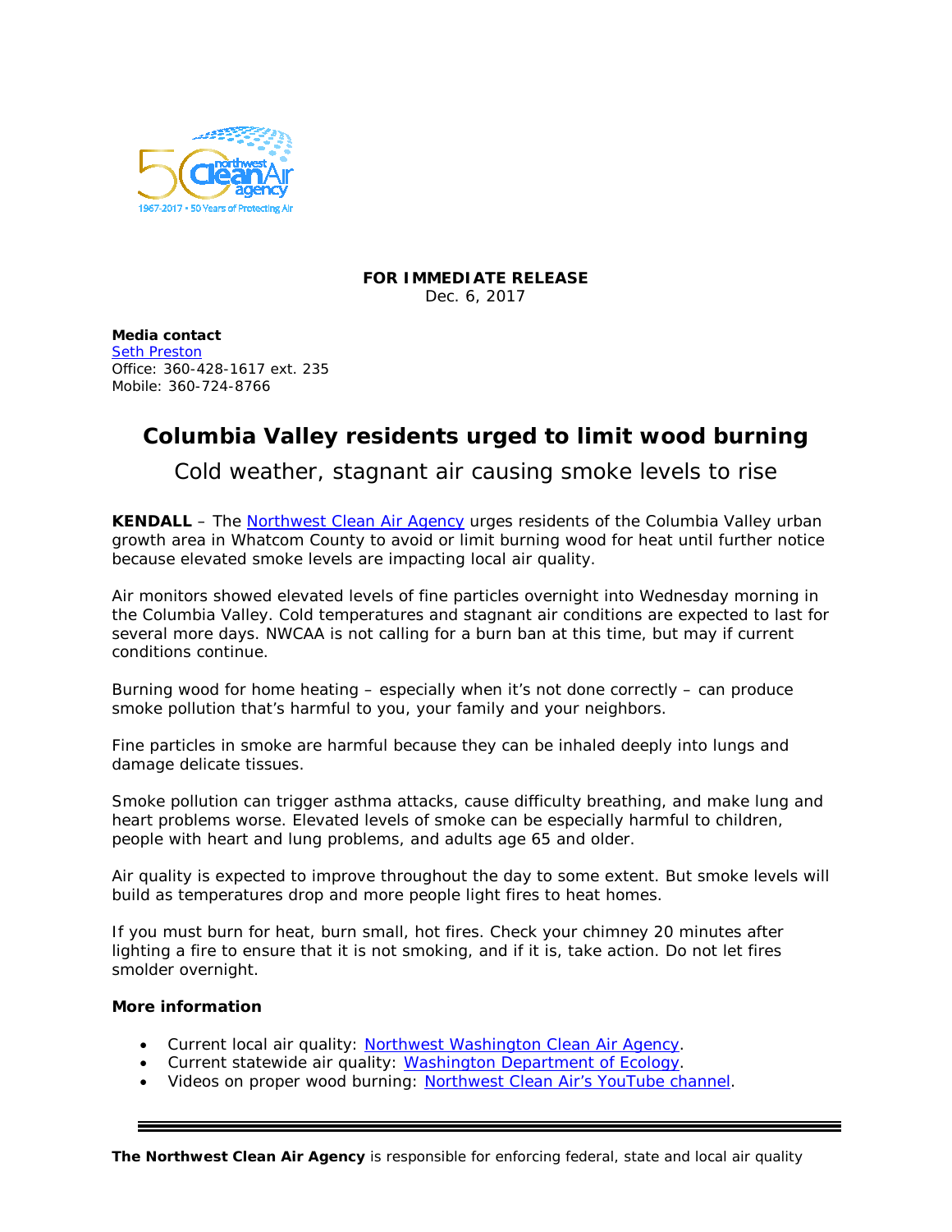**FOR IMMEDIATE RELEASE**
Dec. 6, 2017

**Media contact**
Seth Preston
Office: 360-428-1617 ext. 235
Mobile: 360-724-8766

# Columbia Valley residents urged to limit wood burning

## Cold weather, stagnant air causing smoke levels to rise

**KENDALL** – The Northwest Clean Air Agency urges residents of the Columbia Valley urban growth area in Whatcom County to avoid or limit burning wood for heat until further notice because elevated smoke levels are impacting local air quality.

Air monitors showed elevated levels of fine particles overnight into Wednesday morning in the Columbia Valley. Cold temperatures and stagnant air conditions are expected to last for several more days. NWCAA is not calling for a burn ban at this time, but may if current conditions continue.

Burning wood for home heating – especially when it's not done correctly – can produce smoke pollution that's harmful to you, your family and your neighbors.

Fine particles in smoke are harmful because they can be inhaled deeply into lungs and damage delicate tissues.

Smoke pollution can trigger asthma attacks, cause difficulty breathing, and make lung and heart problems worse. Elevated levels of smoke can be especially harmful to children, people with heart and lung problems, and adults age 65 and older.

Air quality is expected to improve throughout the day to some extent. But smoke levels will build as temperatures drop and more people light fires to heat homes.

If you must burn for heat, burn small, hot fires. Check your chimney 20 minutes after lighting a fire to ensure that it is not smoking, and if it is, take action. Do not let fires smolder overnight.

**More information**

- Current local air quality: Northwest Washington Clean Air Agency.
- Current statewide air quality: Washington Department of Ecology.
- Videos on proper wood burning: Northwest Clean Air's YouTube channel.

---

**The Northwest Clean Air Agency** is responsible for enforcing federal, state and local air quality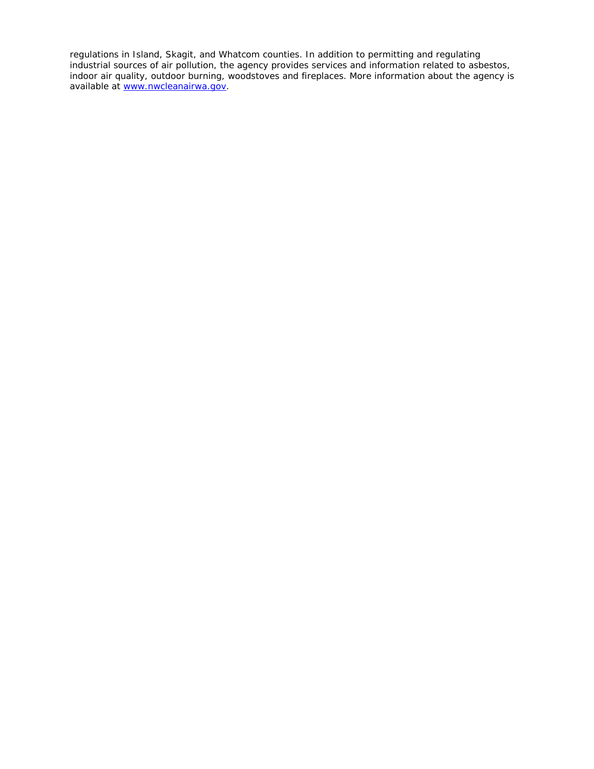regulations in Island, Skagit, and Whatcom counties. In addition to permitting and regulating industrial sources of air pollution, the agency provides services and information related to asbestos, indoor air quality, outdoor burning, woodstoves and fireplaces. More information about the agency is available at [www.nwcleanairwa.gov](http://www.nwcleanairwa.gov).